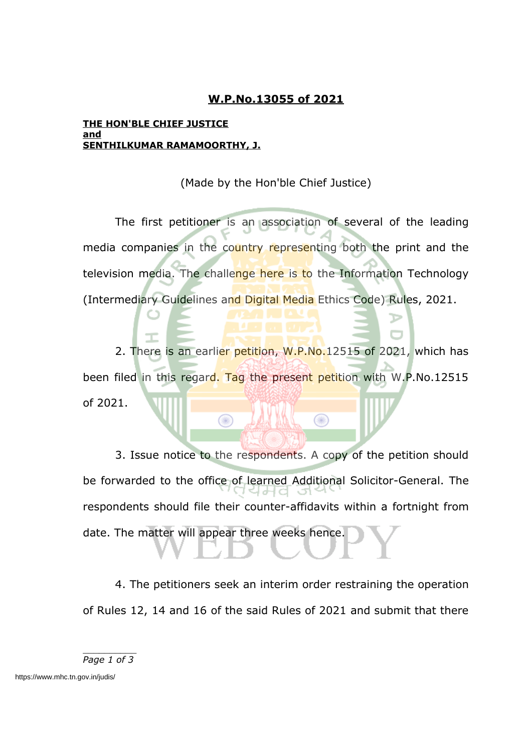# W.P.No.13055 of 2021

**THE HON'BLE CHIEF JUSTICE**
**and**
**SENTHILKUMAR RAMAMOORTHY, J.**

(Made by the Hon'ble Chief Justice)

The first petitioner is an association of several of the leading media companies in the country representing both the print and the television media. The challenge here is to the Information Technology (Intermediary Guidelines and Digital Media Ethics Code) Rules, 2021.

2. There is an earlier petition, W.P.No.12515 of 2021, which has been filed in this regard. Tag the present petition with W.P.No.12515 of 2021.

3. Issue notice to the respondents. A copy of the petition should be forwarded to the office of learned Additional Solicitor-General. The respondents should file their counter-affidavits within a fortnight from date. The matter will appear three weeks hence.

4. The petitioners seek an interim order restraining the operation of Rules 12, 14 and 16 of the said Rules of 2021 and submit that there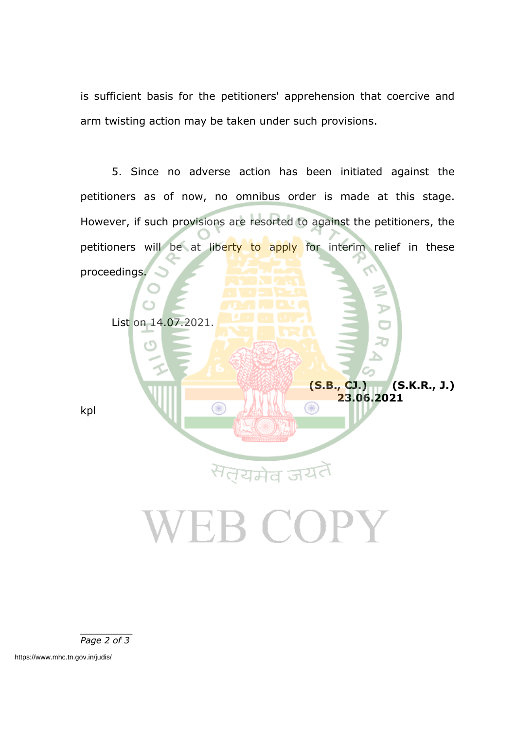is sufficient basis for the petitioners' apprehension that coercive and arm twisting action may be taken under such provisions.

5. Since no adverse action has been initiated against the petitioners as of now, no omnibus order is made at this stage. However, if such provisions are resorted to against the petitioners, the petitioners will be at liberty to apply for interim relief in these proceedings.

List on 14.07.2021.

**(S.B., CJ.)** **(S.K.R., J.)**
**23.06.2021**

kpl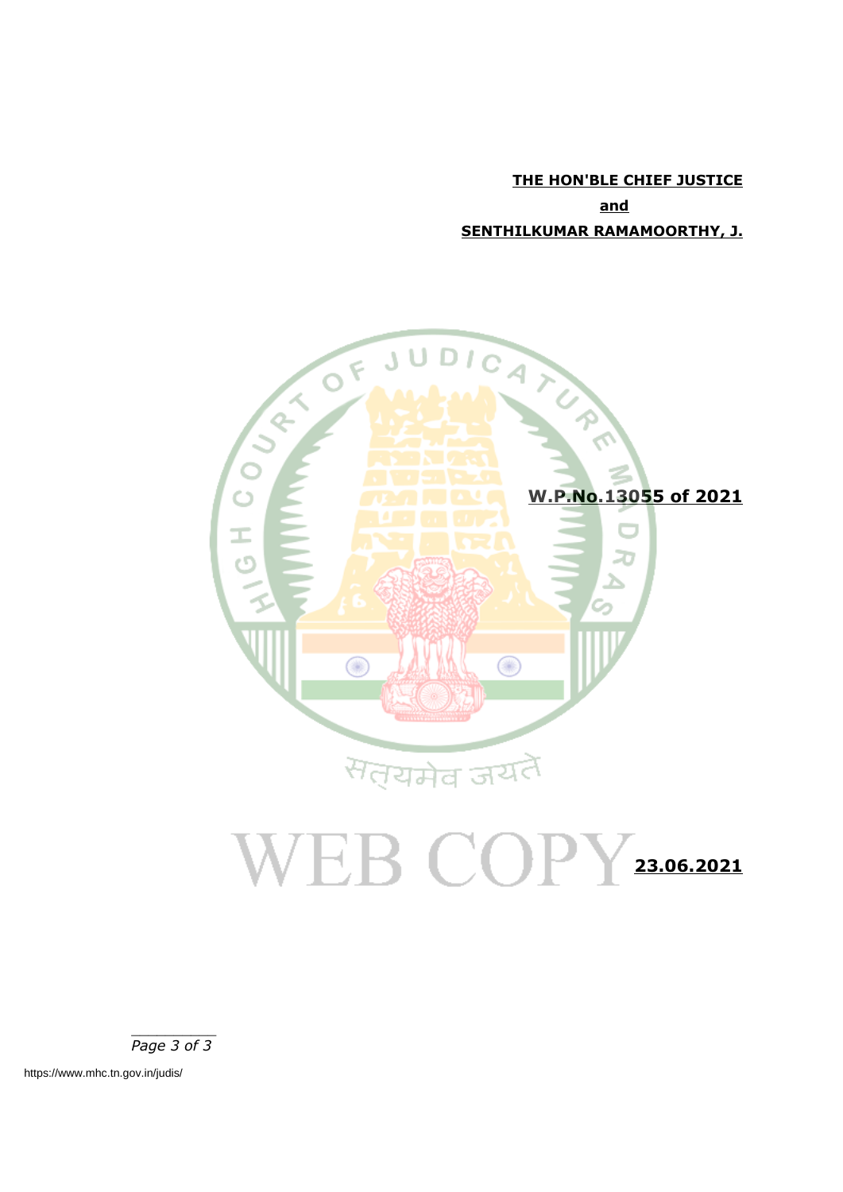**THE HON'BLE CHIEF JUSTICE**

**and**

**SENTHILKUMAR RAMAMOORTHY, J.**

**W.P.No.13055 of 2021**

**23.06.2021**